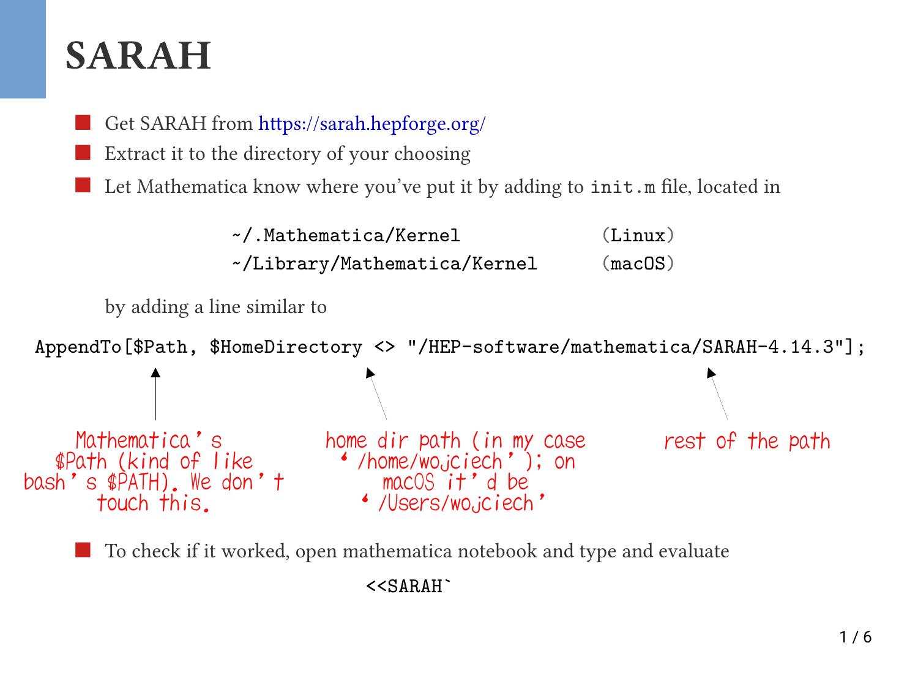# SARAH

- Get SARAH from https://sarah.hepforge.org/
- Extract it to the directory of your choosing
- Let Mathematica know where you've put it by adding to `init.m` file, located in

```
~/.Mathematica/Kernel              (Linux)
~/Library/Mathematica/Kernel       (macOS)
```

  by adding a line similar to

```
AppendTo[$Path, $HomeDirectory <> "/HEP-software/mathematica/SARAH-4.14.3"];
```

Mathematica's $Path (kind of like bash's $PATH). We don't touch this.

home dir path (in my case '/home/wojciech'); on macOS it'd be '/Users/wojciech'

rest of the path

- To check if it worked, open mathematica notebook and type and evaluate

```
<<SARAH`
```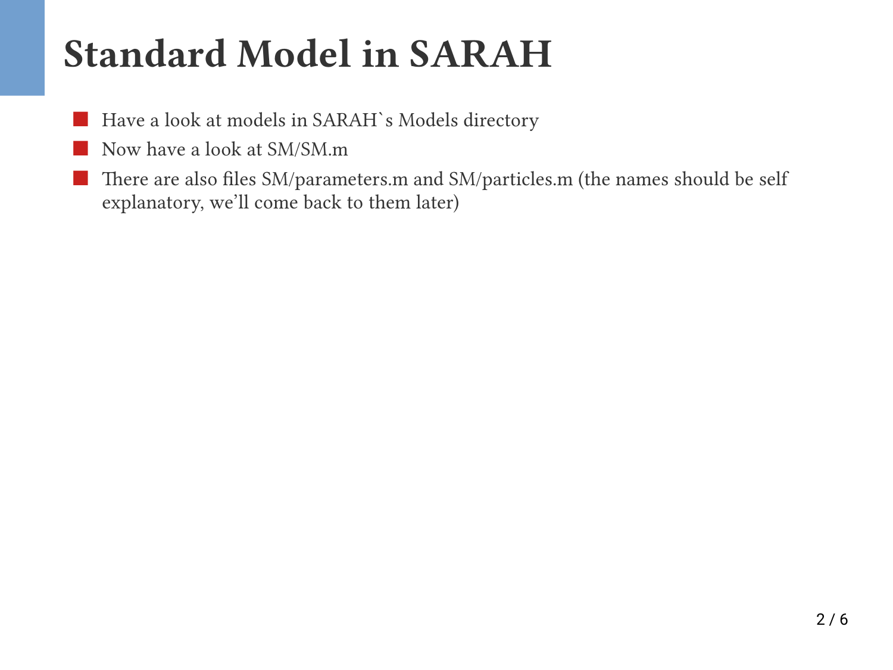# Standard Model in SARAH

- Have a look at models in SARAH`s Models directory
- Now have a look at SM/SM.m
- There are also files SM/parameters.m and SM/particles.m (the names should be self explanatory, we'll come back to them later)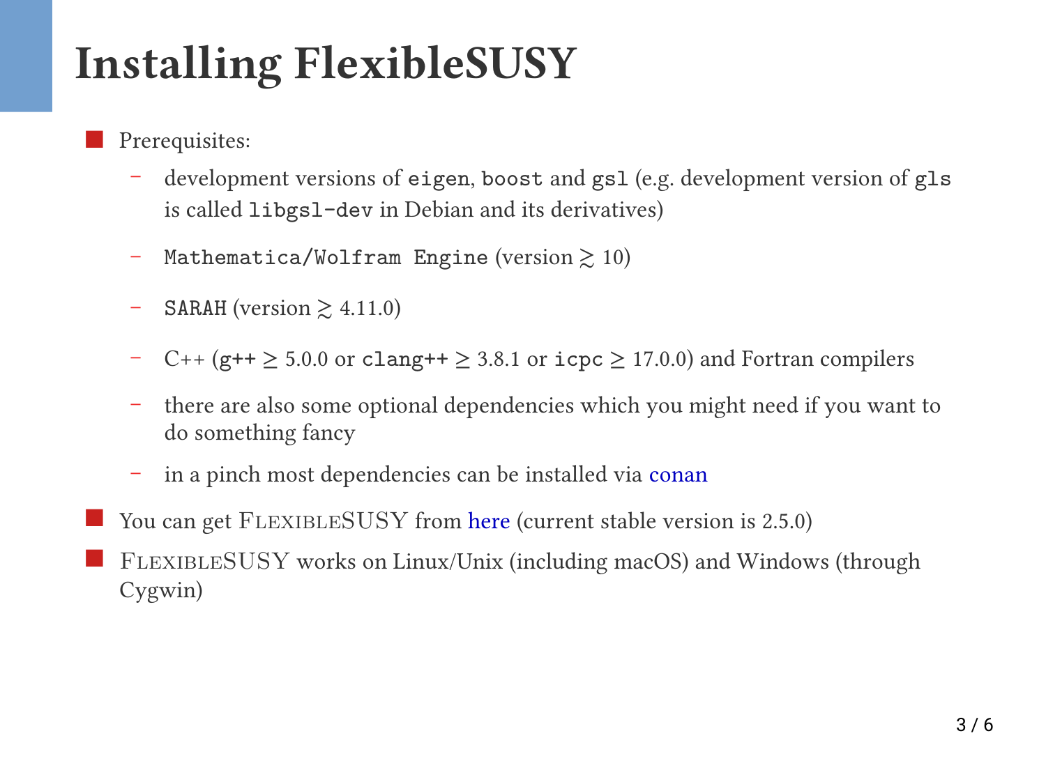# Installing FlexibleSUSY

- Prerequisites:
  - development versions of `eigen`, `boost` and `gsl` (e.g. development version of `gls` is called `libgsl-dev` in Debian and its derivatives)
  - `Mathematica/Wolfram Engine` (version $\gtrsim 10$)
  - `SARAH` (version $\gtrsim 4.11.0$)
  - C++ (`g++` $\geq 5.0.0$ or `clang++` $\geq 3.8.1$ or `icpc` $\geq 17.0.0$) and Fortran compilers
  - there are also some optional dependencies which you might need if you want to do something fancy
  - in a pinch most dependencies can be installed via conan
- You can get FlexibleSUSY from here (current stable version is 2.5.0)
- FlexibleSUSY works on Linux/Unix (including macOS) and Windows (through Cygwin)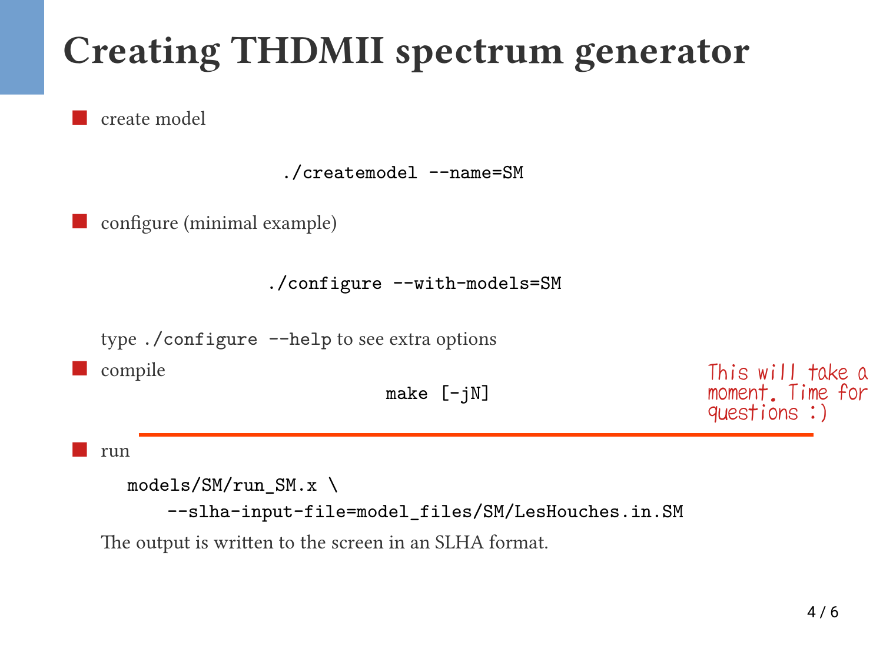# Creating THDMII spectrum generator

- create model

```
./createmodel --name=SM
```

- configure (minimal example)

```
./configure --with-models=SM
```

  type `./configure --help` to see extra options

- compile

```
make [-jN]
```

  This will take a moment. Time for questions :)

- run

```
models/SM/run_SM.x \
    --slha-input-file=model_files/SM/LesHouches.in.SM
```

  The output is written to the screen in an SLHA format.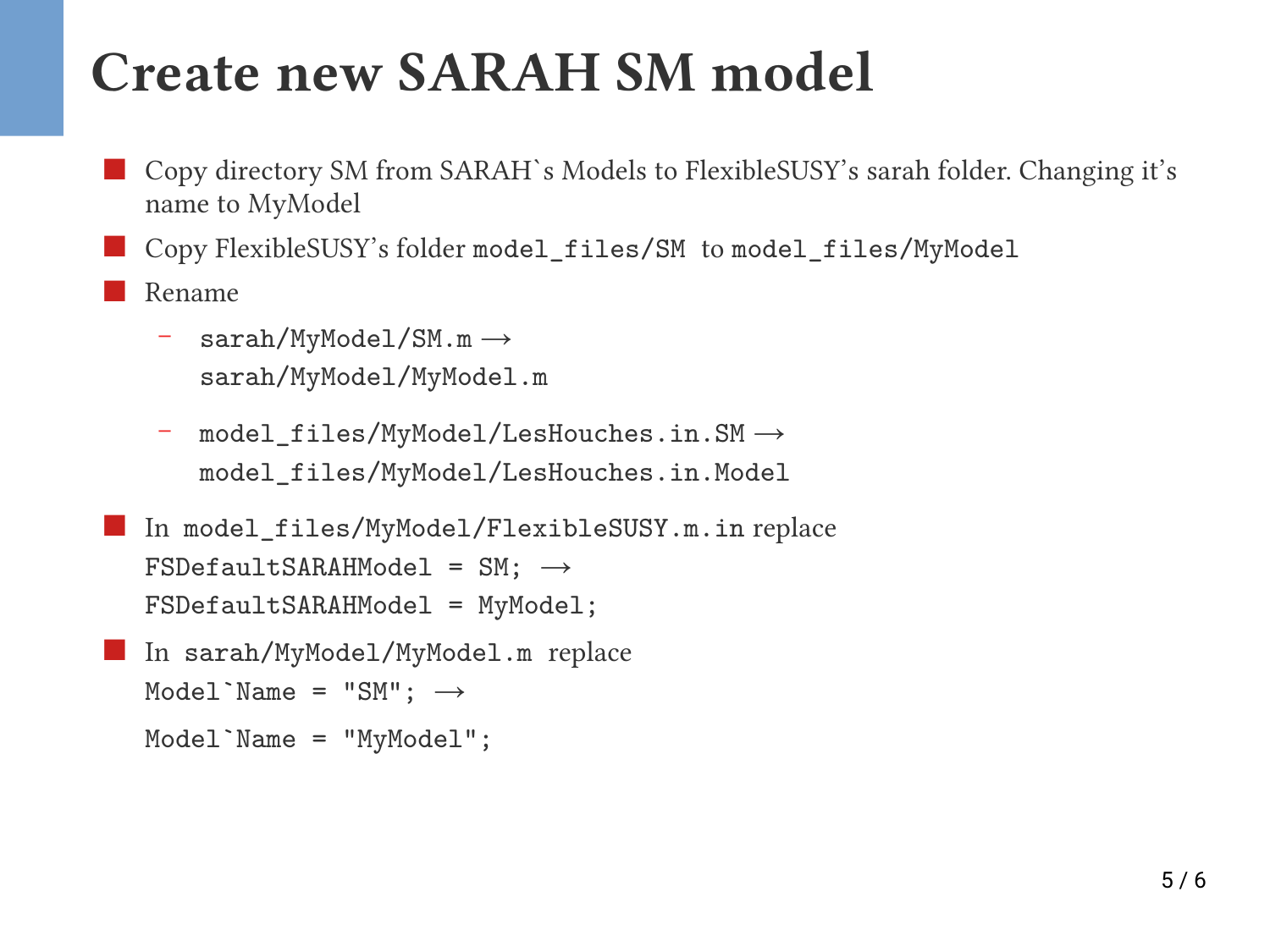# Create new SARAH SM model

- Copy directory SM from SARAH`s Models to FlexibleSUSY's sarah folder. Changing it's name to MyModel
- Copy FlexibleSUSY's folder `model_files/SM` to `model_files/MyModel`
- Rename
  - `sarah/MyModel/SM.m` ⟶ `sarah/MyModel/MyModel.m`
  - `model_files/MyModel/LesHouches.in.SM` ⟶ `model_files/MyModel/LesHouches.in.Model`
- In `model_files/MyModel/FlexibleSUSY.m.in` replace `FSDefaultSARAHModel = SM;` ⟶ `FSDefaultSARAHModel = MyModel;`
- In `sarah/MyModel/MyModel.m` replace `` Model`Name = "SM"; `` ⟶ `` Model`Name = "MyModel"; ``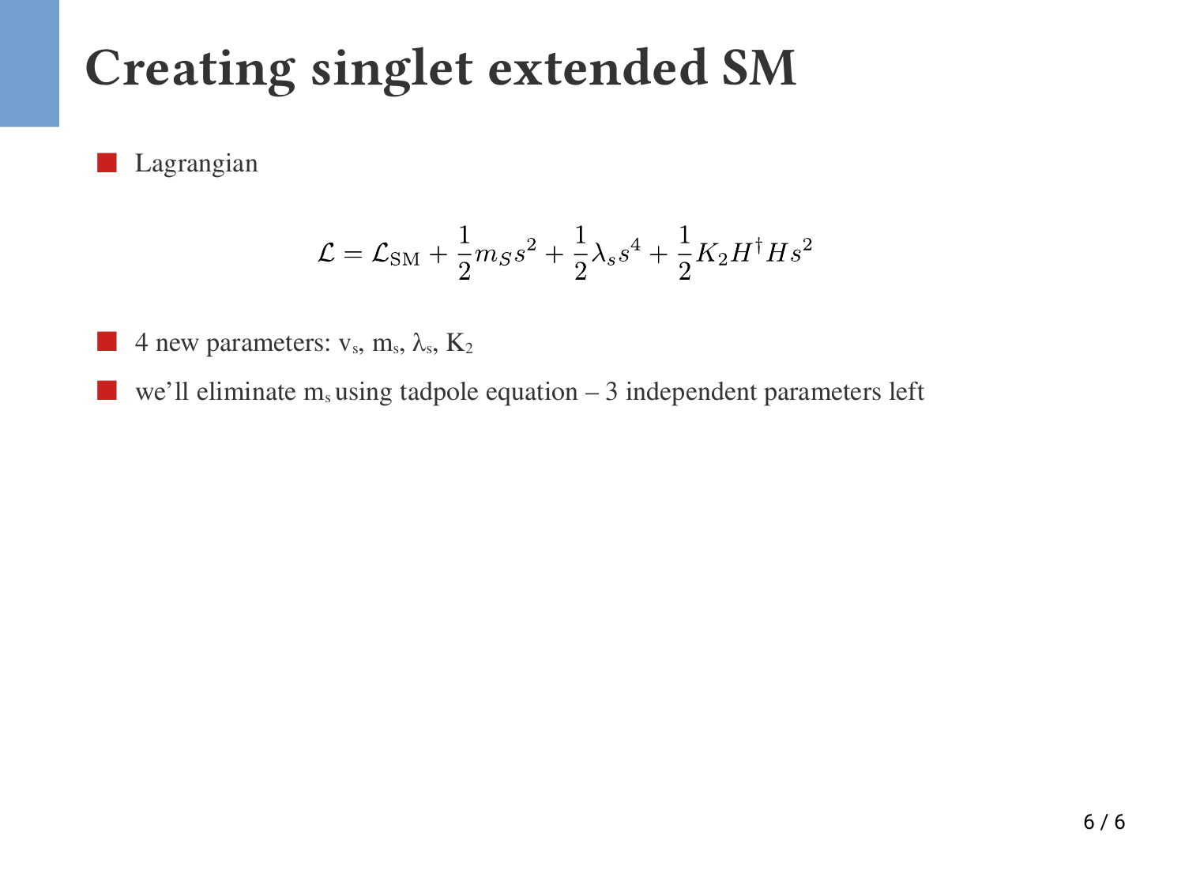# Creating singlet extended SM

- Lagrangian

$$\mathcal{L} = \mathcal{L}_{\text{SM}} + \frac{1}{2}m_S s^2 + \frac{1}{2}\lambda_s s^4 + \frac{1}{2}K_2 H^\dagger H s^2$$

- 4 new parameters: $v_s$, $m_s$, $\lambda_s$, $K_2$
- we'll eliminate $m_s$ using tadpole equation – 3 independent parameters left